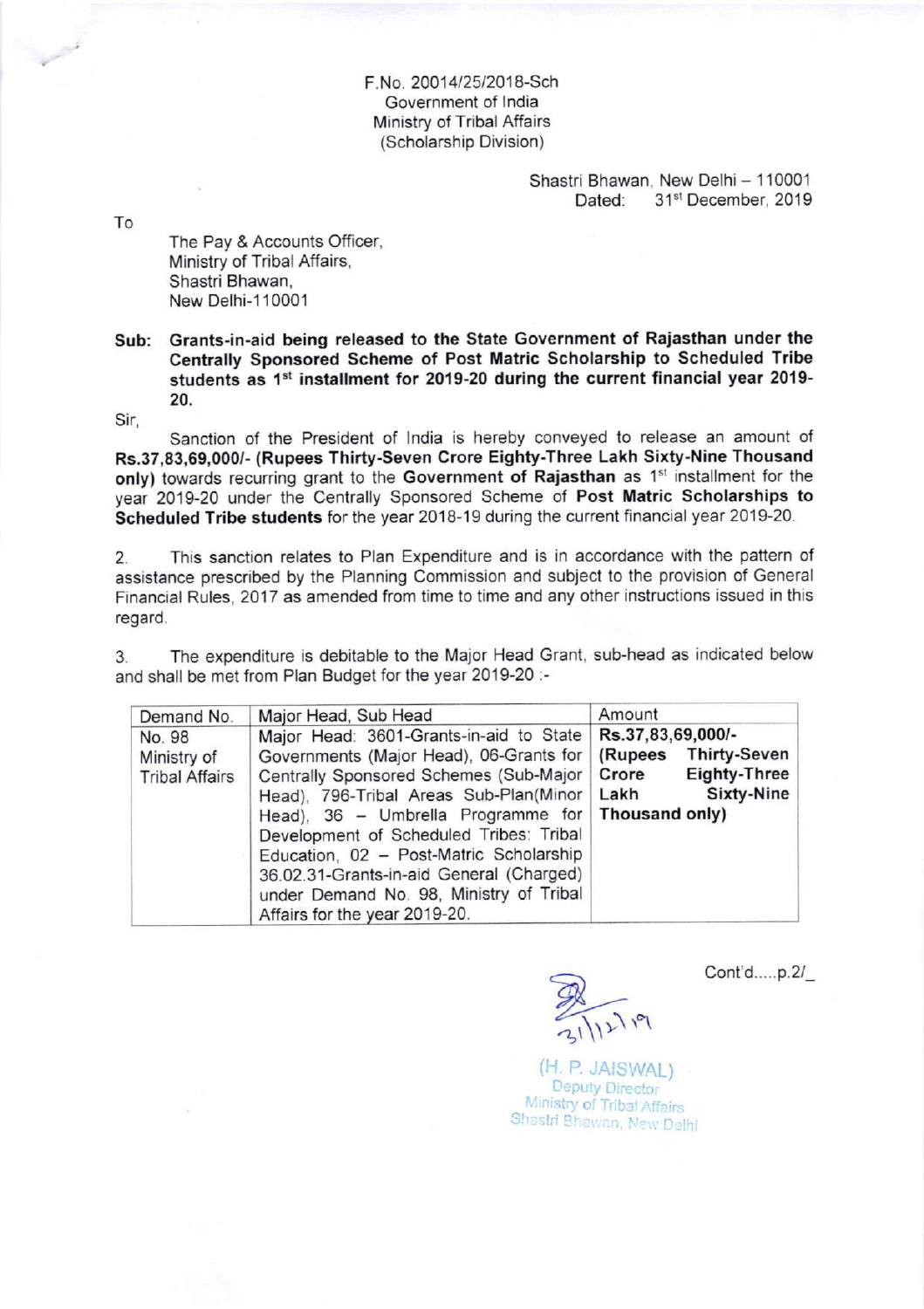F.No. 20014/25/2018-Sch
Government of India
Ministry of Tribal Affairs
(Scholarship Division)

Shastri Bhawan, New Delhi – 110001
Dated: 31st December, 2019

To

The Pay & Accounts Officer,
Ministry of Tribal Affairs,
Shastri Bhawan,
New Delhi-110001

**Sub: Grants-in-aid being released to the State Government of Rajasthan under the Centrally Sponsored Scheme of Post Matric Scholarship to Scheduled Tribe students as 1st installment for 2019-20 during the current financial year 2019-20.**

Sir,

Sanction of the President of India is hereby conveyed to release an amount of **Rs.37,83,69,000/- (Rupees Thirty-Seven Crore Eighty-Three Lakh Sixty-Nine Thousand only)** towards recurring grant to the **Government of Rajasthan** as 1st installment for the year 2019-20 under the Centrally Sponsored Scheme of **Post Matric Scholarships to Scheduled Tribe students** for the year 2018-19 during the current financial year 2019-20.

2. This sanction relates to Plan Expenditure and is in accordance with the pattern of assistance prescribed by the Planning Commission and subject to the provision of General Financial Rules, 2017 as amended from time to time and any other instructions issued in this regard.

3. The expenditure is debitable to the Major Head Grant, sub-head as indicated below and shall be met from Plan Budget for the year 2019-20 :-

| Demand No. | Major Head, Sub Head | Amount |
|---|---|---|
| No. 98 Ministry of Tribal Affairs | Major Head: 3601-Grants-in-aid to State Governments (Major Head), 06-Grants for Centrally Sponsored Schemes (Sub-Major Head), 796-Tribal Areas Sub-Plan(Minor Head), 36 – Umbrella Programme for Development of Scheduled Tribes: Tribal Education, 02 – Post-Matric Scholarship 36.02.31-Grants-in-aid General (Charged) under Demand No. 98, Ministry of Tribal Affairs for the year 2019-20. | **Rs.37,83,69,000/- (Rupees Thirty-Seven Crore Eighty-Three Lakh Sixty-Nine Thousand only)** |

Cont'd.....p.2/_

31/12/19

(H. P. JAISWAL)
Deputy Director
Ministry of Tribal Affairs
Shastri Bhawan, New Delhi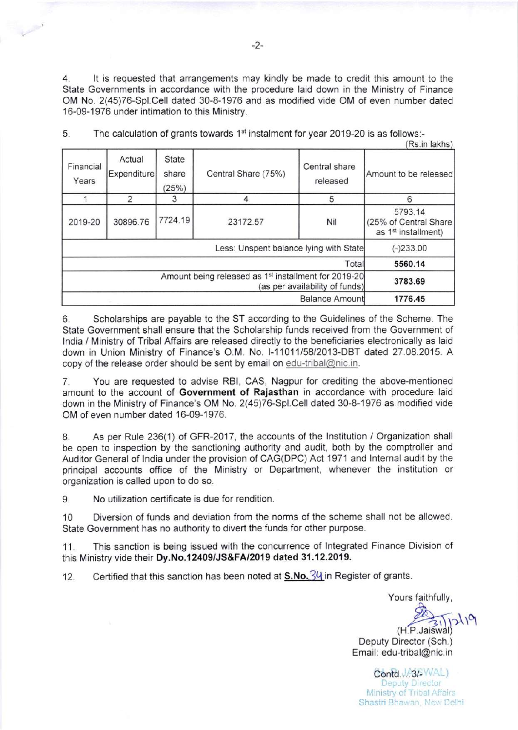4. It is requested that arrangements may kindly be made to credit this amount to the State Governments in accordance with the procedure laid down in the Ministry of Finance OM No. 2(45)76-Spl.Cell dated 30-8-1976 and as modified vide OM of even number dated 16-09-1976 under intimation to this Ministry.

5. The calculation of grants towards 1st instalment for year 2019-20 is as follows:-

(Rs.in lakhs)

| Financial Years | Actual Expenditure | State share (25%) | Central Share (75%) | Central share released | Amount to be released |
|---|---|---|---|---|---|
| 1 | 2 | 3 | 4 | 5 | 6 |
| 2019-20 | 30896.76 | 7724.19 | 23172.57 | Nil | 5793.14 (25% of Central Share as 1st installment) |
| Less: Unspent balance lying with State | | | | | (-)233.00 |
| Total | | | | | **5560.14** |
| Amount being released as 1st installment for 2019-20 (as per availability of funds) | | | | | **3783.69** |
| Balance Amount | | | | | **1776.45** |

6. Scholarships are payable to the ST according to the Guidelines of the Scheme. The State Government shall ensure that the Scholarship funds received from the Government of India / Ministry of Tribal Affairs are released directly to the beneficiaries electronically as laid down in Union Ministry of Finance's O.M. No. I-11011/58/2013-DBT dated 27.08.2015. A copy of the release order should be sent by email on edu-tribal@nic.in.

7. You are requested to advise RBI, CAS, Nagpur for crediting the above-mentioned amount to the account of **Government of Rajasthan** in accordance with procedure laid down in the Ministry of Finance's OM No. 2(45)76-Spl.Cell dated 30-8-1976 as modified vide OM of even number dated 16-09-1976.

8. As per Rule 236(1) of GFR-2017, the accounts of the Institution / Organization shall be open to inspection by the sanctioning authority and audit, both by the comptroller and Auditor General of India under the provision of CAG(DPC) Act 1971 and Internal audit by the principal accounts office of the Ministry or Department, whenever the institution or organization is called upon to do so.

9. No utilization certificate is due for rendition.

10 Diversion of funds and deviation from the norms of the scheme shall not be allowed. State Government has no authority to divert the funds for other purpose.

11. This sanction is being issued with the concurrence of Integrated Finance Division of this Ministry vide their **Dy.No.12409/JS&FA/2019 dated 31.12.2019.**

12. Certified that this sanction has been noted at **S.No. 34** in Register of grants.

Yours faithfully,

31/12/19

(H.P. Jaiswal)
Deputy Director (Sch.)
Email: edu-tribal@nic.in

(H.P. JAISWAL)
Deputy Director
Ministry of Tribal Affairs
Shastri Bhawan, New Delhi

Contd.../3/-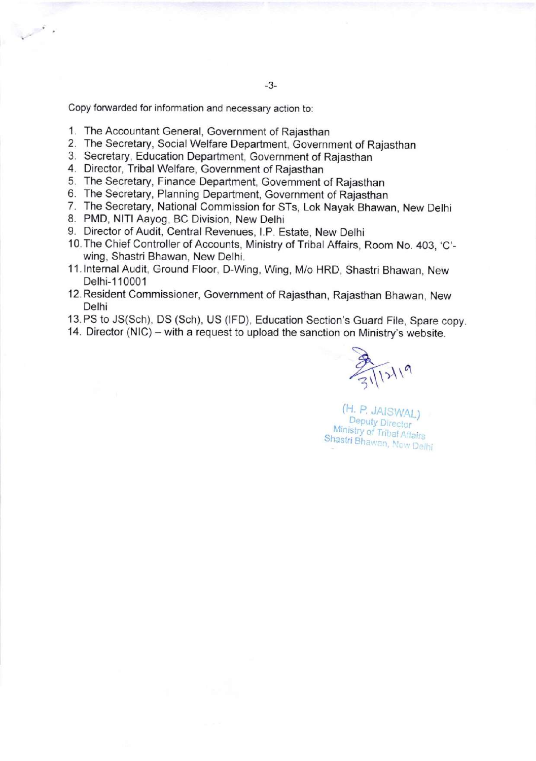Copy forwarded for information and necessary action to:

1. The Accountant General, Government of Rajasthan
2. The Secretary, Social Welfare Department, Government of Rajasthan
3. Secretary, Education Department, Government of Rajasthan
4. Director, Tribal Welfare, Government of Rajasthan
5. The Secretary, Finance Department, Government of Rajasthan
6. The Secretary, Planning Department, Government of Rajasthan
7. The Secretary, National Commission for STs, Lok Nayak Bhawan, New Delhi
8. PMD, NITI Aayog, BC Division, New Delhi
9. Director of Audit, Central Revenues, I.P. Estate, New Delhi
10. The Chief Controller of Accounts, Ministry of Tribal Affairs, Room No. 403, 'C'-wing, Shastri Bhawan, New Delhi.
11. Internal Audit, Ground Floor, D-Wing, Wing, M/o HRD, Shastri Bhawan, New Delhi-110001
12. Resident Commissioner, Government of Rajasthan, Rajasthan Bhawan, New Delhi
13. PS to JS(Sch), DS (Sch), US (IFD), Education Section's Guard File, Spare copy.
14. Director (NIC) – with a request to upload the sanction on Ministry's website.

31/12/19

(H. P. JAISWAL)
Deputy Director
Ministry of Tribal Affairs
Shastri Bhawan, New Delhi